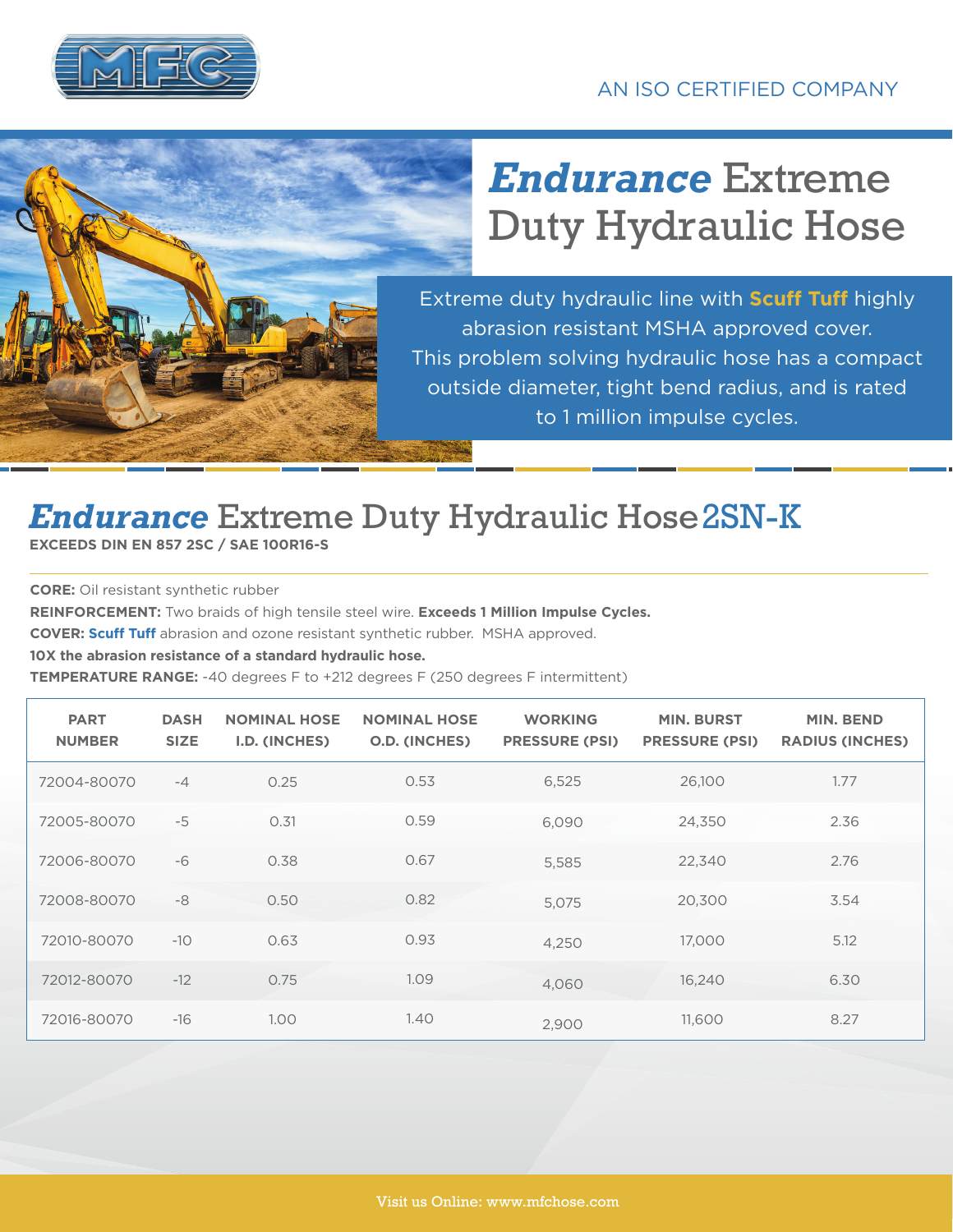AN ISO CERTIFIED COMPANY

# *Endurance* Extreme Duty Hydraulic Hose

Extreme duty hydraulic line with **Scuff Tuff** highly abrasion resistant MSHA approved cover. This problem solving hydraulic hose has a compact outside diameter, tight bend radius, and is rated to 1 million impulse cycles.

## *Endurance* Extreme Duty Hydraulic Hose 2SN-K

**EXCEEDS DIN EN 857 2SC / SAE 100R16-S**

**CORE:** Oil resistant synthetic rubber

**REINFORCEMENT:** Two braids of high tensile steel wire. **Exceeds 1 Million Impulse Cycles.**

**COVER:** **Scuff Tuff** abrasion and ozone resistant synthetic rubber. MSHA approved.

**10X the abrasion resistance of a standard hydraulic hose.**

**TEMPERATURE RANGE:** -40 degrees F to +212 degrees F (250 degrees F intermittent)

| PART NUMBER | DASH SIZE | NOMINAL HOSE I.D. (INCHES) | NOMINAL HOSE O.D. (INCHES) | WORKING PRESSURE (PSI) | MIN. BURST PRESSURE (PSI) | MIN. BEND RADIUS (INCHES) |
|---|---|---|---|---|---|---|
| 72004-80070 | -4 | 0.25 | 0.53 | 6,525 | 26,100 | 1.77 |
| 72005-80070 | -5 | 0.31 | 0.59 | 6,090 | 24,350 | 2.36 |
| 72006-80070 | -6 | 0.38 | 0.67 | 5,585 | 22,340 | 2.76 |
| 72008-80070 | -8 | 0.50 | 0.82 | 5,075 | 20,300 | 3.54 |
| 72010-80070 | -10 | 0.63 | 0.93 | 4,250 | 17,000 | 5.12 |
| 72012-80070 | -12 | 0.75 | 1.09 | 4,060 | 16,240 | 6.30 |
| 72016-80070 | -16 | 1.00 | 1.40 | 2,900 | 11,600 | 8.27 |

Visit us Online: www.mfchose.com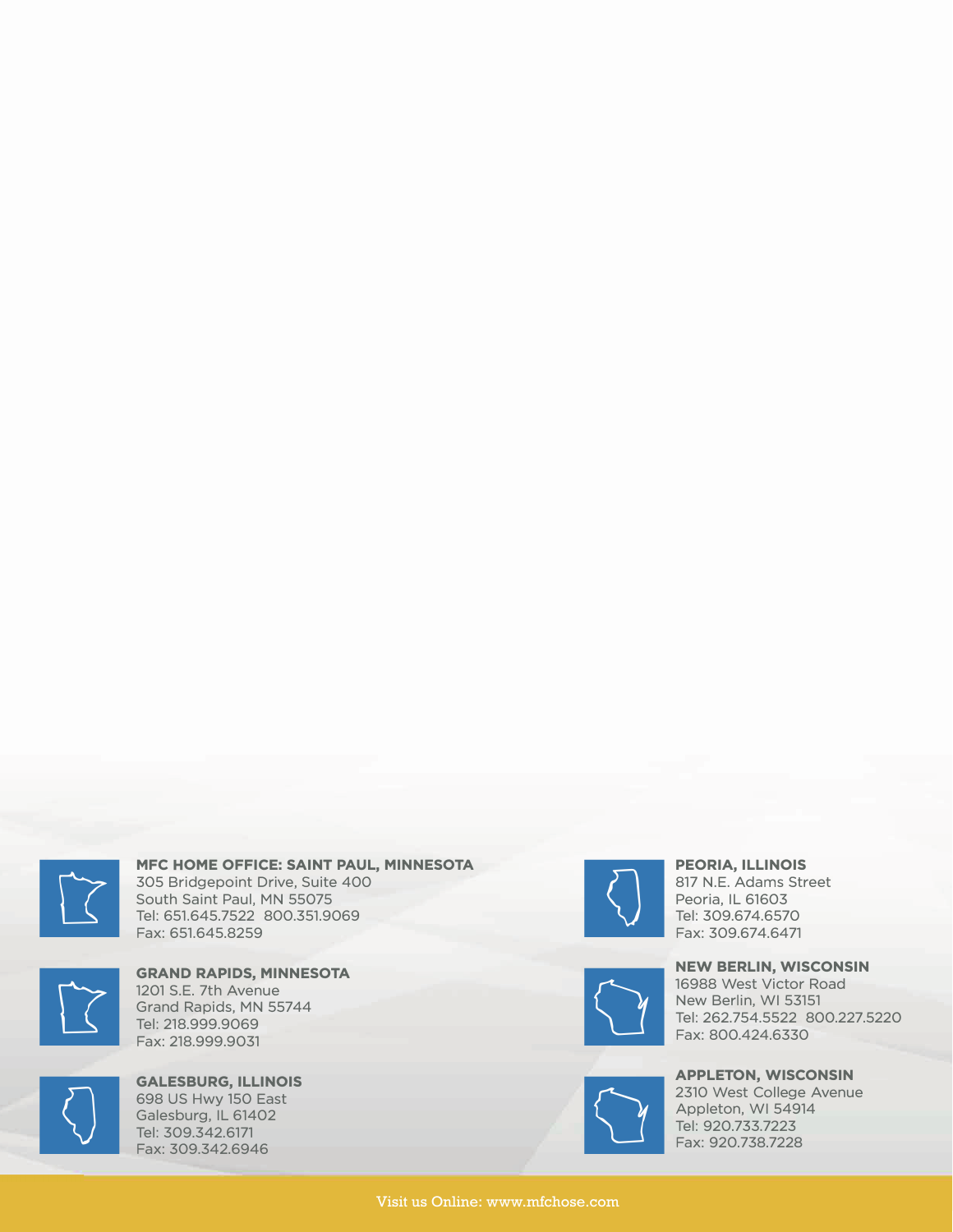**MFC HOME OFFICE: SAINT PAUL, MINNESOTA**
305 Bridgepoint Drive, Suite 400
South Saint Paul, MN 55075
Tel: 651.645.7522 800.351.9069
Fax: 651.645.8259

**GRAND RAPIDS, MINNESOTA**
1201 S.E. 7th Avenue
Grand Rapids, MN 55744
Tel: 218.999.9069
Fax: 218.999.9031

**GALESBURG, ILLINOIS**
698 US Hwy 150 East
Galesburg, IL 61402
Tel: 309.342.6171
Fax: 309.342.6946

**PEORIA, ILLINOIS**
817 N.E. Adams Street
Peoria, IL 61603
Tel: 309.674.6570
Fax: 309.674.6471

**NEW BERLIN, WISCONSIN**
16988 West Victor Road
New Berlin, WI 53151
Tel: 262.754.5522 800.227.5220
Fax: 800.424.6330

**APPLETON, WISCONSIN**
2310 West College Avenue
Appleton, WI 54914
Tel: 920.733.7223
Fax: 920.738.7228

Visit us Online: www.mfchose.com